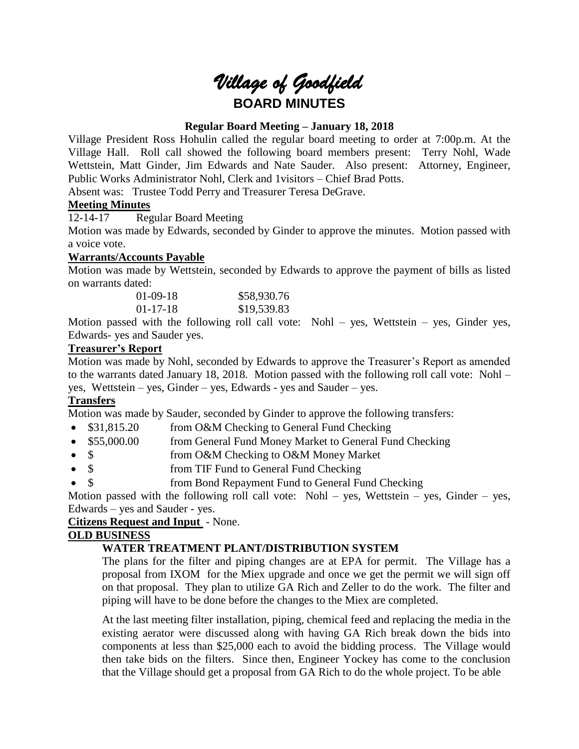# *Village of Goodfield*

## BOARD MINUTES

**Regular Board Meeting – January 18, 2018**

Village President Ross Hohulin called the regular board meeting to order at 7:00p.m. At the Village Hall. Roll call showed the following board members present: Terry Nohl, Wade Wettstein, Matt Ginder, Jim Edwards and Nate Sauder. Also present: Attorney, Engineer, Public Works Administrator Nohl, Clerk and 1visitors – Chief Brad Potts.

Absent was: Trustee Todd Perry and Treasurer Teresa DeGrave.

**Meeting Minutes**

12-14-17 Regular Board Meeting

Motion was made by Edwards, seconded by Ginder to approve the minutes. Motion passed with a voice vote.

**Warrants/Accounts Payable**

Motion was made by Wettstein, seconded by Edwards to approve the payment of bills as listed on warrants dated:

| | |
|---|---|
| 01-09-18 | \$58,930.76 |
| 01-17-18 | \$19,539.83 |

Motion passed with the following roll call vote: Nohl – yes, Wettstein – yes, Ginder yes, Edwards- yes and Sauder yes.

**Treasurer's Report**

Motion was made by Nohl, seconded by Edwards to approve the Treasurer's Report as amended to the warrants dated January 18, 2018. Motion passed with the following roll call vote: Nohl – yes, Wettstein – yes, Ginder – yes, Edwards - yes and Sauder – yes.

**Transfers**

Motion was made by Sauder, seconded by Ginder to approve the following transfers:

- \$31,815.20 from O&M Checking to General Fund Checking
- \$55,000.00 from General Fund Money Market to General Fund Checking
- \$ from O&M Checking to O&M Money Market
- \$ from TIF Fund to General Fund Checking
- \$ from Bond Repayment Fund to General Fund Checking

Motion passed with the following roll call vote: Nohl – yes, Wettstein – yes, Ginder – yes, Edwards – yes and Sauder - yes.

**Citizens Request and Input** - None.

**OLD BUSINESS**

**WATER TREATMENT PLANT/DISTRIBUTION SYSTEM**

The plans for the filter and piping changes are at EPA for permit. The Village has a proposal from IXOM for the Miex upgrade and once we get the permit we will sign off on that proposal. They plan to utilize GA Rich and Zeller to do the work. The filter and piping will have to be done before the changes to the Miex are completed.

At the last meeting filter installation, piping, chemical feed and replacing the media in the existing aerator were discussed along with having GA Rich break down the bids into components at less than \$25,000 each to avoid the bidding process. The Village would then take bids on the filters. Since then, Engineer Yockey has come to the conclusion that the Village should get a proposal from GA Rich to do the whole project. To be able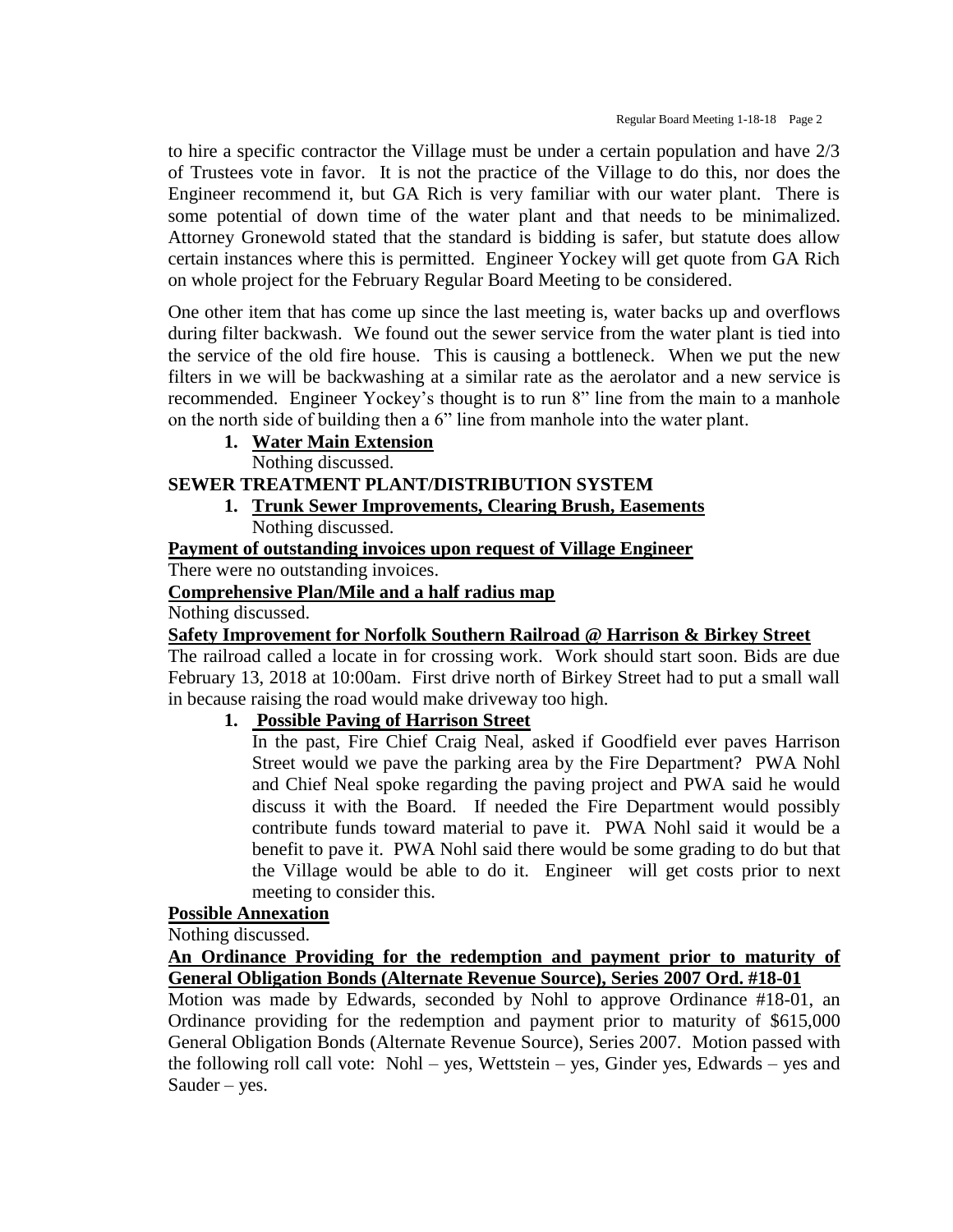to hire a specific contractor the Village must be under a certain population and have 2/3 of Trustees vote in favor. It is not the practice of the Village to do this, nor does the Engineer recommend it, but GA Rich is very familiar with our water plant. There is some potential of down time of the water plant and that needs to be minimalized. Attorney Gronewold stated that the standard is bidding is safer, but statute does allow certain instances where this is permitted. Engineer Yockey will get quote from GA Rich on whole project for the February Regular Board Meeting to be considered.

One other item that has come up since the last meeting is, water backs up and overflows during filter backwash. We found out the sewer service from the water plant is tied into the service of the old fire house. This is causing a bottleneck. When we put the new filters in we will be backwashing at a similar rate as the aerolator and a new service is recommended. Engineer Yockey's thought is to run 8" line from the main to a manhole on the north side of building then a 6" line from manhole into the water plant.

1. **Water Main Extension**
   Nothing discussed.

**SEWER TREATMENT PLANT/DISTRIBUTION SYSTEM**

1. **Trunk Sewer Improvements, Clearing Brush, Easements**
   Nothing discussed.

**Payment of outstanding invoices upon request of Village Engineer**

There were no outstanding invoices.

**Comprehensive Plan/Mile and a half radius map**

Nothing discussed.

**Safety Improvement for Norfolk Southern Railroad @ Harrison & Birkey Street**

The railroad called a locate in for crossing work. Work should start soon. Bids are due February 13, 2018 at 10:00am. First drive north of Birkey Street had to put a small wall in because raising the road would make driveway too high.

1. **Possible Paving of Harrison Street**
   In the past, Fire Chief Craig Neal, asked if Goodfield ever paves Harrison Street would we pave the parking area by the Fire Department? PWA Nohl and Chief Neal spoke regarding the paving project and PWA said he would discuss it with the Board. If needed the Fire Department would possibly contribute funds toward material to pave it. PWA Nohl said it would be a benefit to pave it. PWA Nohl said there would be some grading to do but that the Village would be able to do it. Engineer will get costs prior to next meeting to consider this.

**Possible Annexation**

Nothing discussed.

**An Ordinance Providing for the redemption and payment prior to maturity of General Obligation Bonds (Alternate Revenue Source), Series 2007 Ord. #18-01**

Motion was made by Edwards, seconded by Nohl to approve Ordinance #18-01, an Ordinance providing for the redemption and payment prior to maturity of $615,000 General Obligation Bonds (Alternate Revenue Source), Series 2007. Motion passed with the following roll call vote: Nohl – yes, Wettstein – yes, Ginder yes, Edwards – yes and Sauder – yes.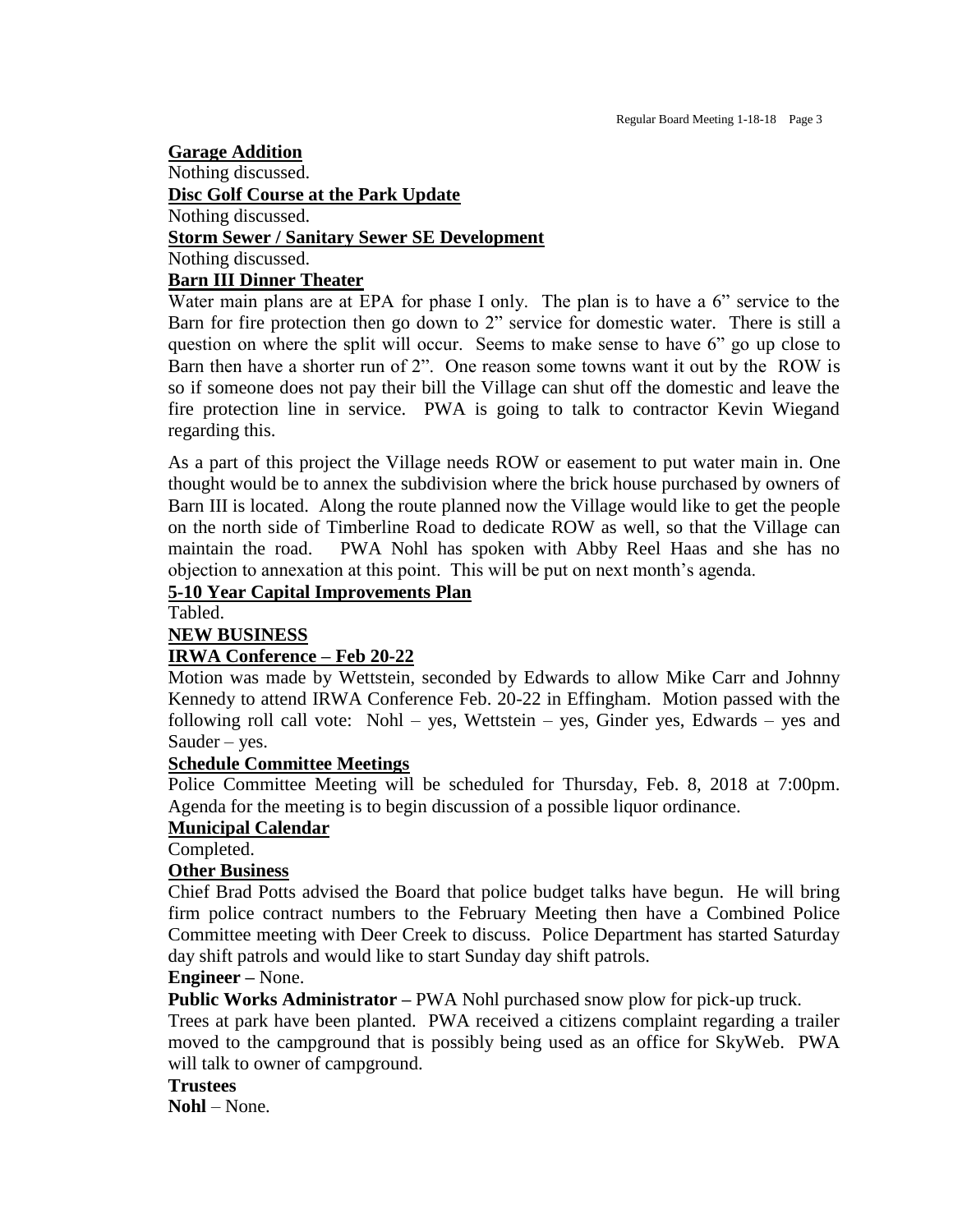**Garage Addition**

Nothing discussed.

**Disc Golf Course at the Park Update**

Nothing discussed.

**Storm Sewer / Sanitary Sewer SE Development**

Nothing discussed.

**Barn III Dinner Theater**

Water main plans are at EPA for phase I only. The plan is to have a 6" service to the Barn for fire protection then go down to 2" service for domestic water. There is still a question on where the split will occur. Seems to make sense to have 6" go up close to Barn then have a shorter run of 2". One reason some towns want it out by the ROW is so if someone does not pay their bill the Village can shut off the domestic and leave the fire protection line in service. PWA is going to talk to contractor Kevin Wiegand regarding this.

As a part of this project the Village needs ROW or easement to put water main in. One thought would be to annex the subdivision where the brick house purchased by owners of Barn III is located. Along the route planned now the Village would like to get the people on the north side of Timberline Road to dedicate ROW as well, so that the Village can maintain the road. PWA Nohl has spoken with Abby Reel Haas and she has no objection to annexation at this point. This will be put on next month's agenda.

**5-10 Year Capital Improvements Plan**

Tabled.

**NEW BUSINESS**

**IRWA Conference – Feb 20-22**

Motion was made by Wettstein, seconded by Edwards to allow Mike Carr and Johnny Kennedy to attend IRWA Conference Feb. 20-22 in Effingham. Motion passed with the following roll call vote: Nohl – yes, Wettstein – yes, Ginder yes, Edwards – yes and Sauder – yes.

**Schedule Committee Meetings**

Police Committee Meeting will be scheduled for Thursday, Feb. 8, 2018 at 7:00pm. Agenda for the meeting is to begin discussion of a possible liquor ordinance.

**Municipal Calendar**

Completed.

**Other Business**

Chief Brad Potts advised the Board that police budget talks have begun. He will bring firm police contract numbers to the February Meeting then have a Combined Police Committee meeting with Deer Creek to discuss. Police Department has started Saturday day shift patrols and would like to start Sunday day shift patrols.

**Engineer –** None.

**Public Works Administrator –** PWA Nohl purchased snow plow for pick-up truck.

Trees at park have been planted. PWA received a citizens complaint regarding a trailer moved to the campground that is possibly being used as an office for SkyWeb. PWA will talk to owner of campground.

**Trustees**

**Nohl** – None.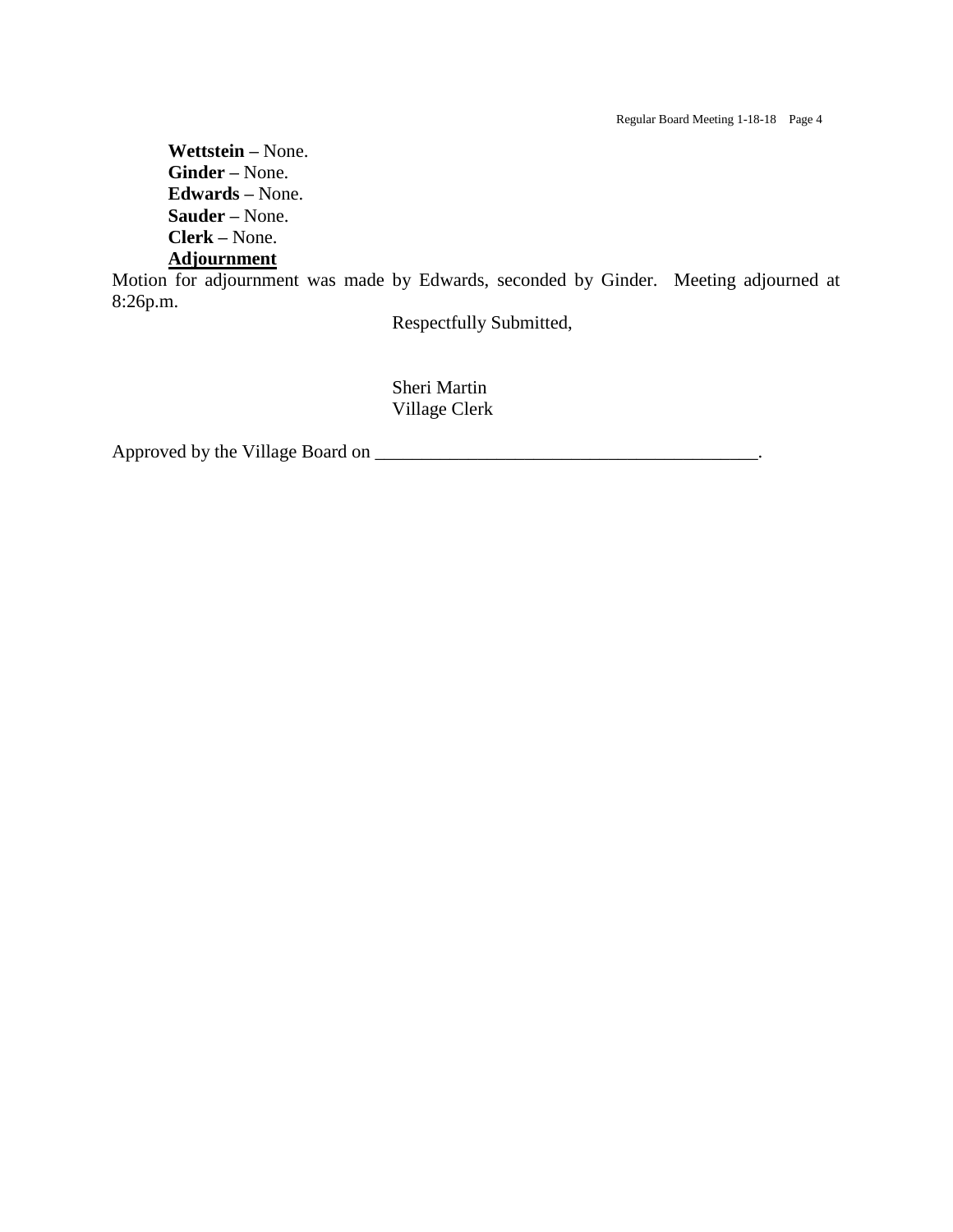**Wettstein –** None.
**Ginder –** None.
**Edwards –** None.
**Sauder –** None.
**Clerk –** None.

**Adjournment**

Motion for adjournment was made by Edwards, seconded by Ginder. Meeting adjourned at 8:26p.m.

Respectfully Submitted,

Sheri Martin
Village Clerk

Approved by the Village Board on ________________________________________.